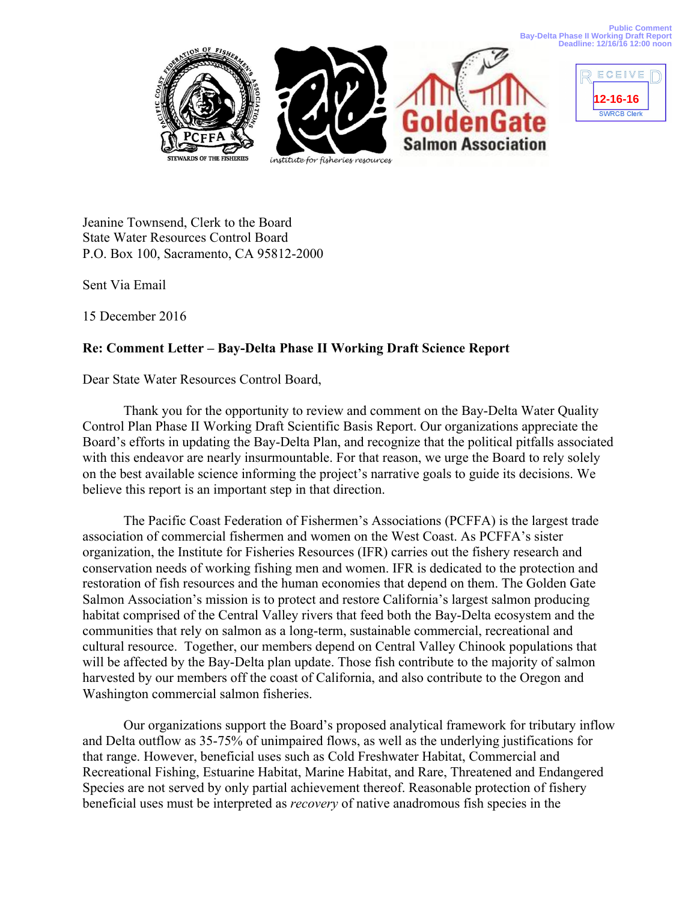Public Comment
Bay-Delta Phase II Working Draft Report
Deadline: 12/16/16 12:00 noon

RECEIVED
12-16-16
SWRCB Clerk

PCFFA — STEWARDS OF THE FISHERIES

institute for fisheries resources

GoldenGate Salmon Association

Jeanine Townsend, Clerk to the Board
State Water Resources Control Board
P.O. Box 100, Sacramento, CA 95812-2000

Sent Via Email

15 December 2016

**Re: Comment Letter – Bay-Delta Phase II Working Draft Science Report**

Dear State Water Resources Control Board,

Thank you for the opportunity to review and comment on the Bay-Delta Water Quality Control Plan Phase II Working Draft Scientific Basis Report. Our organizations appreciate the Board's efforts in updating the Bay-Delta Plan, and recognize that the political pitfalls associated with this endeavor are nearly insurmountable. For that reason, we urge the Board to rely solely on the best available science informing the project's narrative goals to guide its decisions. We believe this report is an important step in that direction.

The Pacific Coast Federation of Fishermen's Associations (PCFFA) is the largest trade association of commercial fishermen and women on the West Coast. As PCFFA's sister organization, the Institute for Fisheries Resources (IFR) carries out the fishery research and conservation needs of working fishing men and women. IFR is dedicated to the protection and restoration of fish resources and the human economies that depend on them. The Golden Gate Salmon Association's mission is to protect and restore California's largest salmon producing habitat comprised of the Central Valley rivers that feed both the Bay-Delta ecosystem and the communities that rely on salmon as a long-term, sustainable commercial, recreational and cultural resource. Together, our members depend on Central Valley Chinook populations that will be affected by the Bay-Delta plan update. Those fish contribute to the majority of salmon harvested by our members off the coast of California, and also contribute to the Oregon and Washington commercial salmon fisheries.

Our organizations support the Board's proposed analytical framework for tributary inflow and Delta outflow as 35-75% of unimpaired flows, as well as the underlying justifications for that range. However, beneficial uses such as Cold Freshwater Habitat, Commercial and Recreational Fishing, Estuarine Habitat, Marine Habitat, and Rare, Threatened and Endangered Species are not served by only partial achievement thereof. Reasonable protection of fishery beneficial uses must be interpreted as *recovery* of native anadromous fish species in the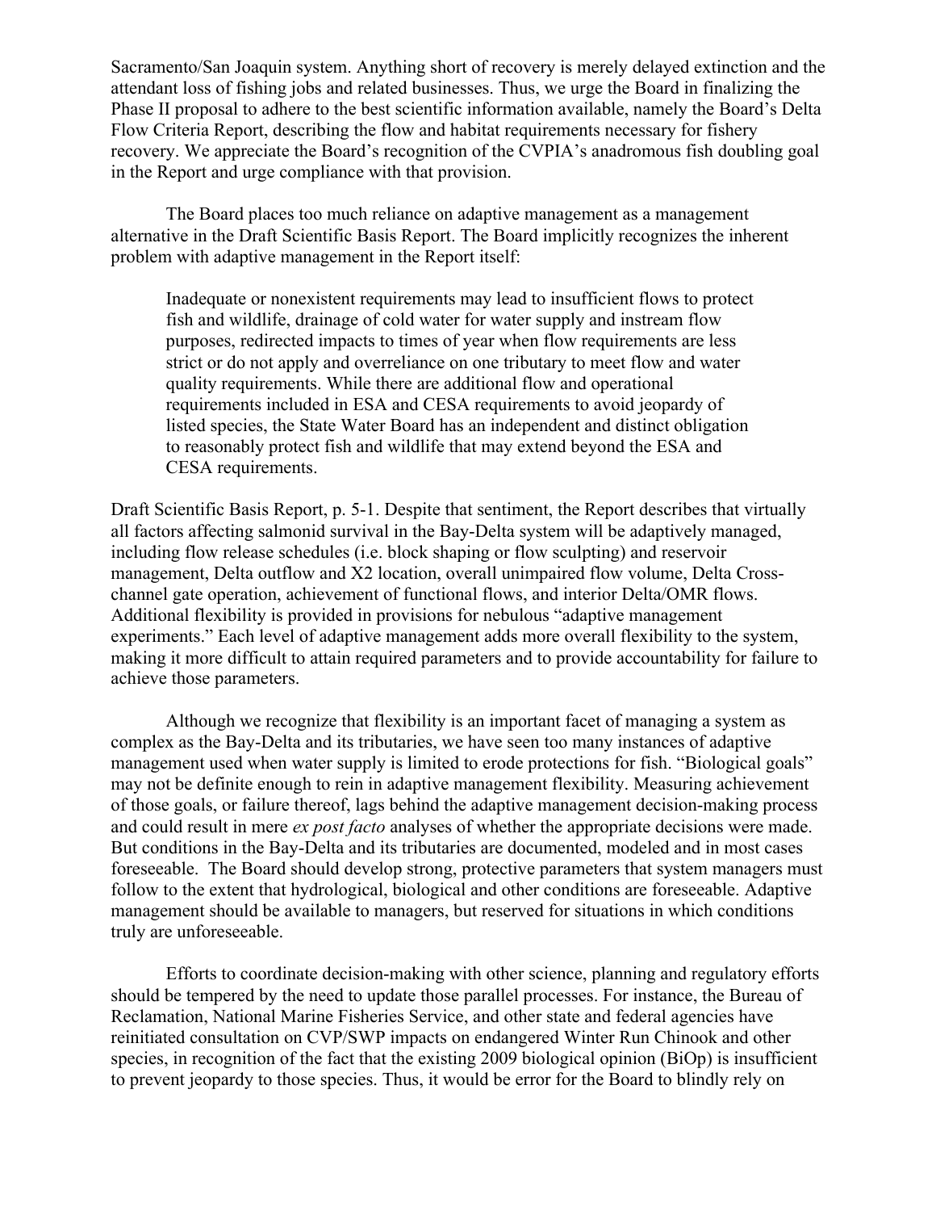Sacramento/San Joaquin system. Anything short of recovery is merely delayed extinction and the attendant loss of fishing jobs and related businesses. Thus, we urge the Board in finalizing the Phase II proposal to adhere to the best scientific information available, namely the Board's Delta Flow Criteria Report, describing the flow and habitat requirements necessary for fishery recovery. We appreciate the Board's recognition of the CVPIA's anadromous fish doubling goal in the Report and urge compliance with that provision.

The Board places too much reliance on adaptive management as a management alternative in the Draft Scientific Basis Report. The Board implicitly recognizes the inherent problem with adaptive management in the Report itself:

> Inadequate or nonexistent requirements may lead to insufficient flows to protect fish and wildlife, drainage of cold water for water supply and instream flow purposes, redirected impacts to times of year when flow requirements are less strict or do not apply and overreliance on one tributary to meet flow and water quality requirements. While there are additional flow and operational requirements included in ESA and CESA requirements to avoid jeopardy of listed species, the State Water Board has an independent and distinct obligation to reasonably protect fish and wildlife that may extend beyond the ESA and CESA requirements.

Draft Scientific Basis Report, p. 5-1. Despite that sentiment, the Report describes that virtually all factors affecting salmonid survival in the Bay-Delta system will be adaptively managed, including flow release schedules (i.e. block shaping or flow sculpting) and reservoir management, Delta outflow and X2 location, overall unimpaired flow volume, Delta Cross-channel gate operation, achievement of functional flows, and interior Delta/OMR flows. Additional flexibility is provided in provisions for nebulous "adaptive management experiments." Each level of adaptive management adds more overall flexibility to the system, making it more difficult to attain required parameters and to provide accountability for failure to achieve those parameters.

Although we recognize that flexibility is an important facet of managing a system as complex as the Bay-Delta and its tributaries, we have seen too many instances of adaptive management used when water supply is limited to erode protections for fish. "Biological goals" may not be definite enough to rein in adaptive management flexibility. Measuring achievement of those goals, or failure thereof, lags behind the adaptive management decision-making process and could result in mere *ex post facto* analyses of whether the appropriate decisions were made. But conditions in the Bay-Delta and its tributaries are documented, modeled and in most cases foreseeable. The Board should develop strong, protective parameters that system managers must follow to the extent that hydrological, biological and other conditions are foreseeable. Adaptive management should be available to managers, but reserved for situations in which conditions truly are unforeseeable.

Efforts to coordinate decision-making with other science, planning and regulatory efforts should be tempered by the need to update those parallel processes. For instance, the Bureau of Reclamation, National Marine Fisheries Service, and other state and federal agencies have reinitiated consultation on CVP/SWP impacts on endangered Winter Run Chinook and other species, in recognition of the fact that the existing 2009 biological opinion (BiOp) is insufficient to prevent jeopardy to those species. Thus, it would be error for the Board to blindly rely on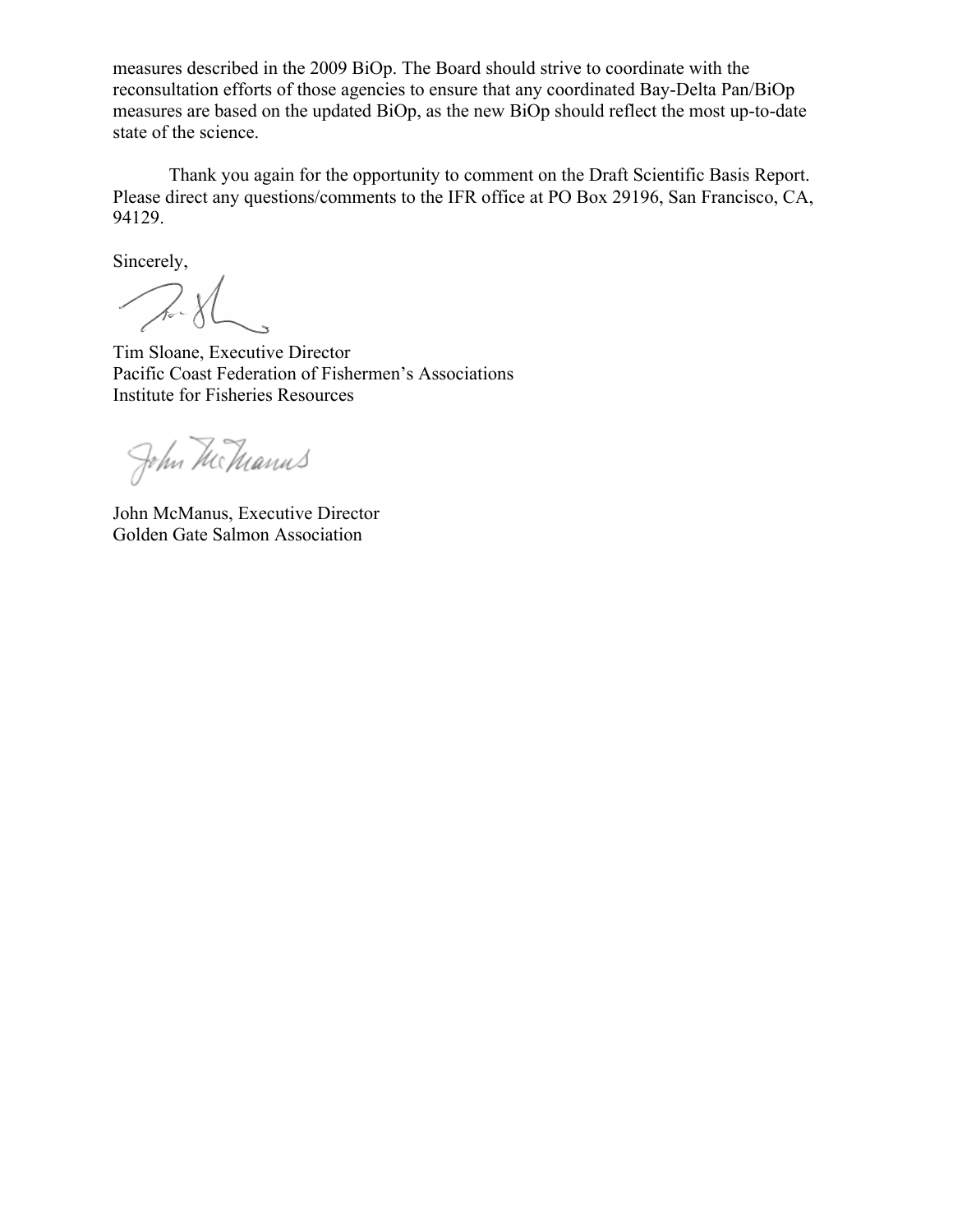measures described in the 2009 BiOp. The Board should strive to coordinate with the reconsultation efforts of those agencies to ensure that any coordinated Bay-Delta Pan/BiOp measures are based on the updated BiOp, as the new BiOp should reflect the most up-to-date state of the science.

Thank you again for the opportunity to comment on the Draft Scientific Basis Report. Please direct any questions/comments to the IFR office at PO Box 29196, San Francisco, CA, 94129.

Sincerely,

Tim Sloane, Executive Director
Pacific Coast Federation of Fishermen's Associations
Institute for Fisheries Resources

John McManus, Executive Director
Golden Gate Salmon Association